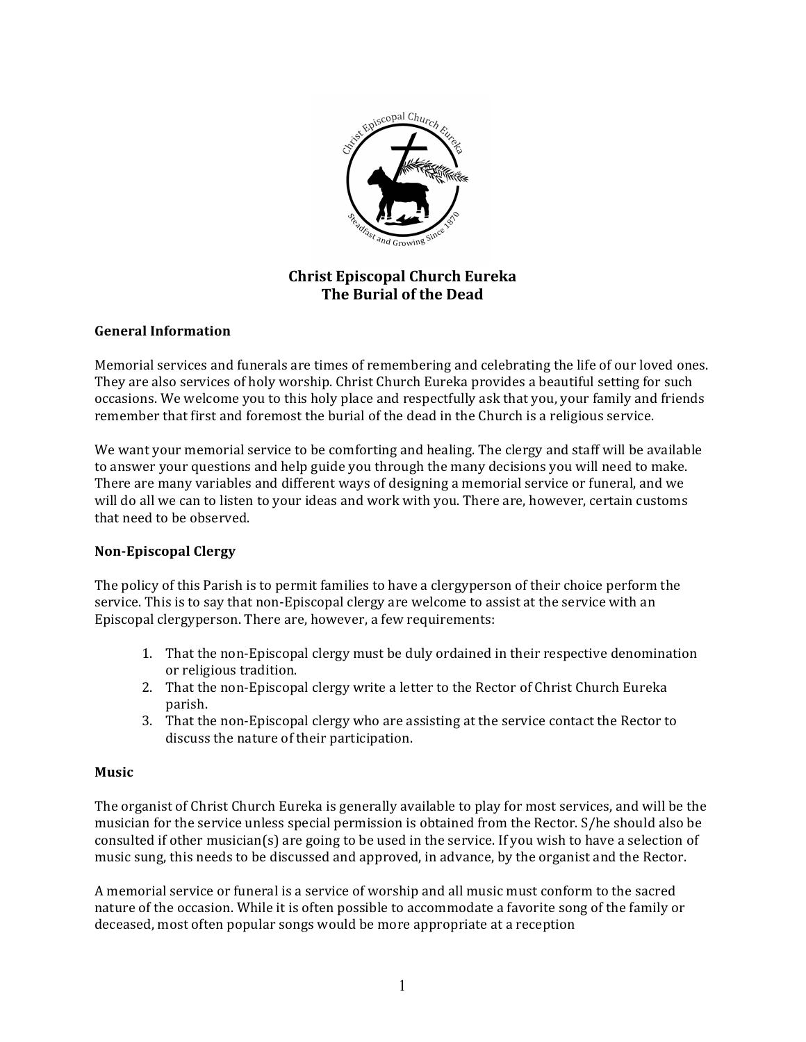# Christ Episcopal Church Eureka
## The Burial of the Dead

### General Information

Memorial services and funerals are times of remembering and celebrating the life of our loved ones. They are also services of holy worship. Christ Church Eureka provides a beautiful setting for such occasions. We welcome you to this holy place and respectfully ask that you, your family and friends remember that first and foremost the burial of the dead in the Church is a religious service.

We want your memorial service to be comforting and healing. The clergy and staff will be available to answer your questions and help guide you through the many decisions you will need to make. There are many variables and different ways of designing a memorial service or funeral, and we will do all we can to listen to your ideas and work with you. There are, however, certain customs that need to be observed.

### Non-Episcopal Clergy

The policy of this Parish is to permit families to have a clergyperson of their choice perform the service. This is to say that non-Episcopal clergy are welcome to assist at the service with an Episcopal clergyperson. There are, however, a few requirements:

1. That the non-Episcopal clergy must be duly ordained in their respective denomination or religious tradition.
2. That the non-Episcopal clergy write a letter to the Rector of Christ Church Eureka parish.
3. That the non-Episcopal clergy who are assisting at the service contact the Rector to discuss the nature of their participation.

### Music

The organist of Christ Church Eureka is generally available to play for most services, and will be the musician for the service unless special permission is obtained from the Rector. S/he should also be consulted if other musician(s) are going to be used in the service. If you wish to have a selection of music sung, this needs to be discussed and approved, in advance, by the organist and the Rector.

A memorial service or funeral is a service of worship and all music must conform to the sacred nature of the occasion. While it is often possible to accommodate a favorite song of the family or deceased, most often popular songs would be more appropriate at a reception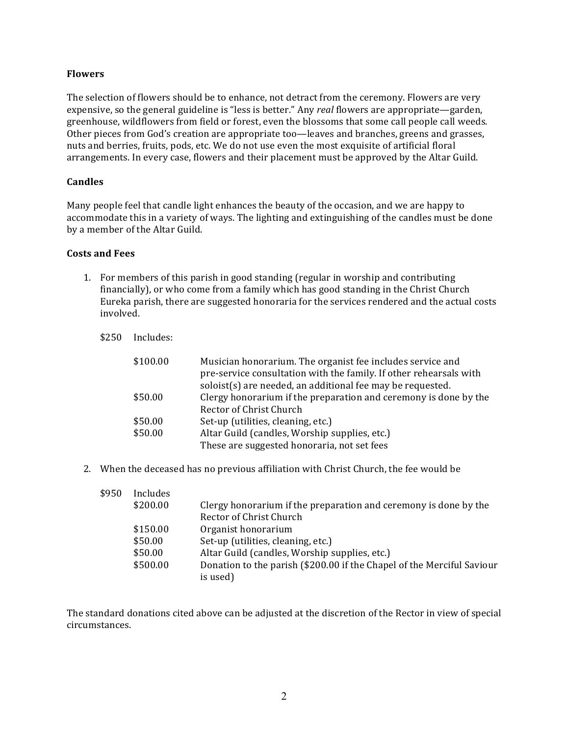### Flowers

The selection of flowers should be to enhance, not detract from the ceremony. Flowers are very expensive, so the general guideline is "less is better." Any *real* flowers are appropriate—garden, greenhouse, wildflowers from field or forest, even the blossoms that some call people call weeds. Other pieces from God's creation are appropriate too—leaves and branches, greens and grasses, nuts and berries, fruits, pods, etc. We do not use even the most exquisite of artificial floral arrangements. In every case, flowers and their placement must be approved by the Altar Guild.

### Candles

Many people feel that candle light enhances the beauty of the occasion, and we are happy to accommodate this in a variety of ways. The lighting and extinguishing of the candles must be done by a member of the Altar Guild.

### Costs and Fees

1. For members of this parish in good standing (regular in worship and contributing financially), or who come from a family which has good standing in the Christ Church Eureka parish, there are suggested honoraria for the services rendered and the actual costs involved.

   $250 Includes:

   | Amount | Description |
   | --- | --- |
   | $100.00 | Musician honorarium. The organist fee includes service and pre-service consultation with the family. If other rehearsals with soloist(s) are needed, an additional fee may be requested. |
   | $50.00 | Clergy honorarium if the preparation and ceremony is done by the Rector of Christ Church |
   | $50.00 | Set-up (utilities, cleaning, etc.) |
   | $50.00 | Altar Guild (candles, Worship supplies, etc.) These are suggested honoraria, not set fees |

2. When the deceased has no previous affiliation with Christ Church, the fee would be

   $950 Includes

   | Amount | Description |
   | --- | --- |
   | $200.00 | Clergy honorarium if the preparation and ceremony is done by the Rector of Christ Church |
   | $150.00 | Organist honorarium |
   | $50.00 | Set-up (utilities, cleaning, etc.) |
   | $50.00 | Altar Guild (candles, Worship supplies, etc.) |
   | $500.00 | Donation to the parish ($200.00 if the Chapel of the Merciful Saviour is used) |

The standard donations cited above can be adjusted at the discretion of the Rector in view of special circumstances.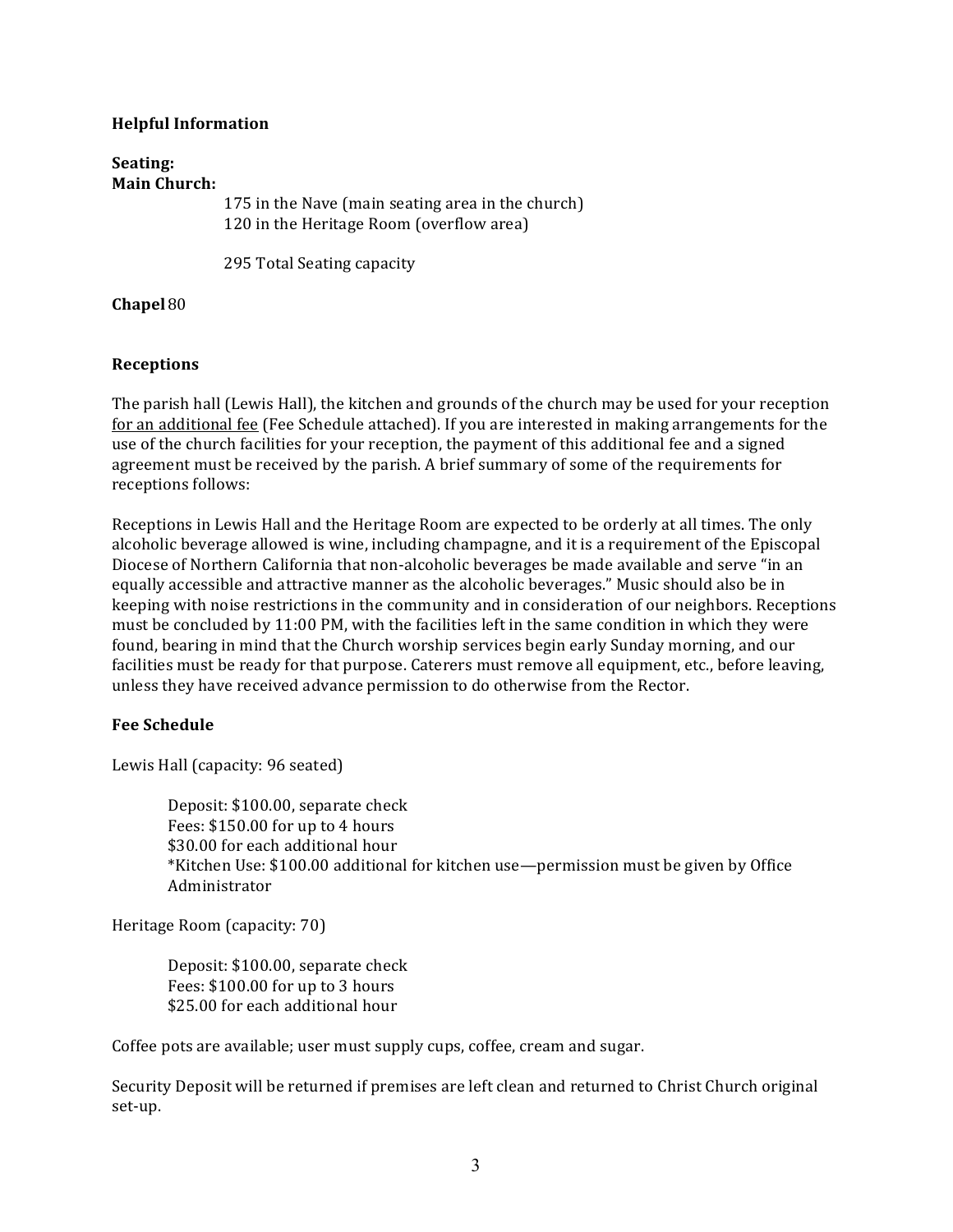**Helpful Information**

**Seating:**
**Main Church:**

175 in the Nave (main seating area in the church)
120 in the Heritage Room (overflow area)

295 Total Seating capacity

**Chapel** 80

**Receptions**

The parish hall (Lewis Hall), the kitchen and grounds of the church may be used for your reception <u>for an additional fee</u> (Fee Schedule attached). If you are interested in making arrangements for the use of the church facilities for your reception, the payment of this additional fee and a signed agreement must be received by the parish. A brief summary of some of the requirements for receptions follows:

Receptions in Lewis Hall and the Heritage Room are expected to be orderly at all times. The only alcoholic beverage allowed is wine, including champagne, and it is a requirement of the Episcopal Diocese of Northern California that non-alcoholic beverages be made available and serve "in an equally accessible and attractive manner as the alcoholic beverages." Music should also be in keeping with noise restrictions in the community and in consideration of our neighbors. Receptions must be concluded by 11:00 PM, with the facilities left in the same condition in which they were found, bearing in mind that the Church worship services begin early Sunday morning, and our facilities must be ready for that purpose. Caterers must remove all equipment, etc., before leaving, unless they have received advance permission to do otherwise from the Rector.

**Fee Schedule**

Lewis Hall (capacity: 96 seated)

> Deposit: $100.00, separate check
> Fees: $150.00 for up to 4 hours
> $30.00 for each additional hour
> *Kitchen Use: $100.00 additional for kitchen use—permission must be given by Office Administrator

Heritage Room (capacity: 70)

> Deposit: $100.00, separate check
> Fees: $100.00 for up to 3 hours
> $25.00 for each additional hour

Coffee pots are available; user must supply cups, coffee, cream and sugar.

Security Deposit will be returned if premises are left clean and returned to Christ Church original set-up.